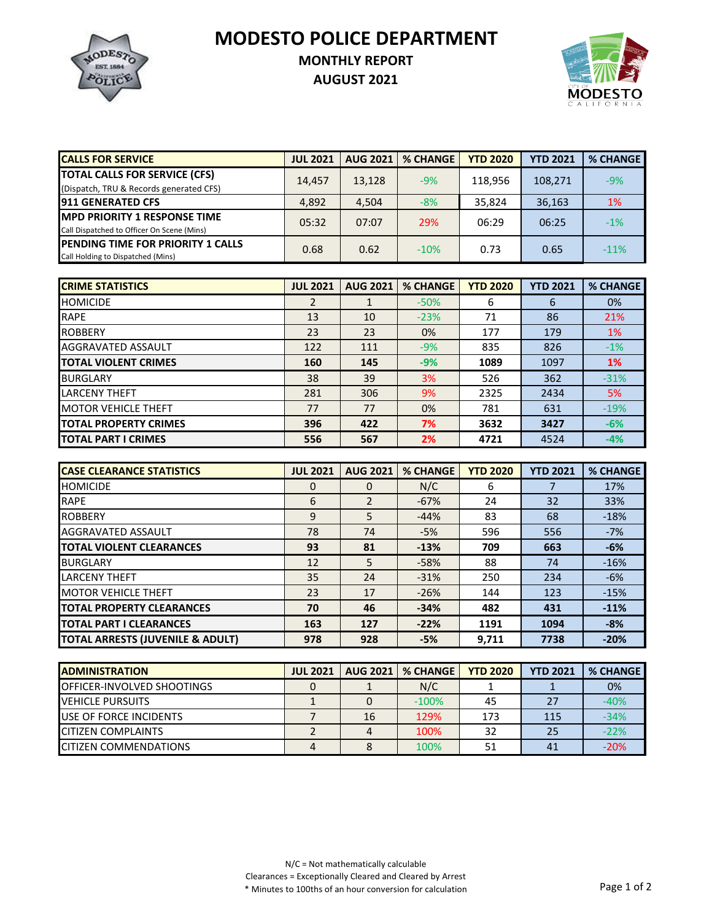# MODESTO POLICE DEPARTMENT

## MONTHLY REPORT

## AUGUST 2021

| CALLS FOR SERVICE | JUL 2021 | AUG 2021 | % CHANGE | YTD 2020 | YTD 2021 | % CHANGE |
|---|---|---|---|---|---|---|
| **TOTAL CALLS FOR SERVICE (CFS)** (Dispatch, TRU & Records generated CFS) | 14,457 | 13,128 | -9% | 118,956 | 108,271 | -9% |
| **911 GENERATED CFS** | 4,892 | 4,504 | -8% | 35,824 | 36,163 | 1% |
| **MPD PRIORITY 1 RESPONSE TIME** Call Dispatched to Officer On Scene (Mins) | 05:32 | 07:07 | 29% | 06:29 | 06:25 | -1% |
| **PENDING TIME FOR PRIORITY 1 CALLS** Call Holding to Dispatched (Mins) | 0.68 | 0.62 | -10% | 0.73 | 0.65 | -11% |

| CRIME STATISTICS | JUL 2021 | AUG 2021 | % CHANGE | YTD 2020 | YTD 2021 | % CHANGE |
|---|---|---|---|---|---|---|
| HOMICIDE | 2 | 1 | -50% | 6 | 6 | 0% |
| RAPE | 13 | 10 | -23% | 71 | 86 | 21% |
| ROBBERY | 23 | 23 | 0% | 177 | 179 | 1% |
| AGGRAVATED ASSAULT | 122 | 111 | -9% | 835 | 826 | -1% |
| **TOTAL VIOLENT CRIMES** | **160** | **145** | **-9%** | **1089** | 1097 | **1%** |
| BURGLARY | 38 | 39 | 3% | 526 | 362 | -31% |
| LARCENY THEFT | 281 | 306 | 9% | 2325 | 2434 | 5% |
| MOTOR VEHICLE THEFT | 77 | 77 | 0% | 781 | 631 | -19% |
| **TOTAL PROPERTY CRIMES** | **396** | **422** | **7%** | **3632** | **3427** | **-6%** |
| **TOTAL PART I CRIMES** | **556** | **567** | **2%** | **4721** | 4524 | **-4%** |

| CASE CLEARANCE STATISTICS | JUL 2021 | AUG 2021 | % CHANGE | YTD 2020 | YTD 2021 | % CHANGE |
|---|---|---|---|---|---|---|
| HOMICIDE | 0 | 0 | N/C | 6 | 7 | 17% |
| RAPE | 6 | 2 | -67% | 24 | 32 | 33% |
| ROBBERY | 9 | 5 | -44% | 83 | 68 | -18% |
| AGGRAVATED ASSAULT | 78 | 74 | -5% | 596 | 556 | -7% |
| **TOTAL VIOLENT CLEARANCES** | **93** | **81** | **-13%** | **709** | **663** | **-6%** |
| BURGLARY | 12 | 5 | -58% | 88 | 74 | -16% |
| LARCENY THEFT | 35 | 24 | -31% | 250 | 234 | -6% |
| MOTOR VEHICLE THEFT | 23 | 17 | -26% | 144 | 123 | -15% |
| **TOTAL PROPERTY CLEARANCES** | **70** | **46** | **-34%** | **482** | **431** | **-11%** |
| **TOTAL PART I CLEARANCES** | **163** | **127** | **-22%** | **1191** | **1094** | **-8%** |
| **TOTAL ARRESTS (JUVENILE & ADULT)** | **978** | **928** | **-5%** | **9,711** | **7738** | **-20%** |

| ADMINISTRATION | JUL 2021 | AUG 2021 | % CHANGE | YTD 2020 | YTD 2021 | % CHANGE |
|---|---|---|---|---|---|---|
| OFFICER-INVOLVED SHOOTINGS | 0 | 1 | N/C | 1 | 1 | 0% |
| VEHICLE PURSUITS | 1 | 0 | -100% | 45 | 27 | -40% |
| USE OF FORCE INCIDENTS | 7 | 16 | 129% | 173 | 115 | -34% |
| CITIZEN COMPLAINTS | 2 | 4 | 100% | 32 | 25 | -22% |
| CITIZEN COMMENDATIONS | 4 | 8 | 100% | 51 | 41 | -20% |

N/C = Not mathematically calculable

Clearances = Exceptionally Cleared and Cleared by Arrest

* Minutes to 100ths of an hour conversion for calculation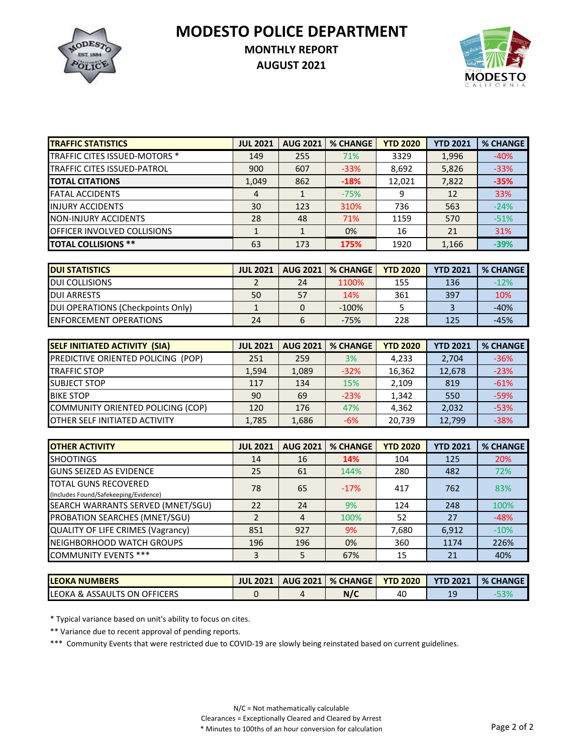# MODESTO POLICE DEPARTMENT

## MONTHLY REPORT

## AUGUST 2021

| TRAFFIC STATISTICS | JUL 2021 | AUG 2021 | % CHANGE | YTD 2020 | YTD 2021 | % CHANGE |
|---|---|---|---|---|---|---|
| TRAFFIC CITES ISSUED-MOTORS * | 149 | 255 | 71% | 3329 | 1,996 | -40% |
| TRAFFIC CITES ISSUED-PATROL | 900 | 607 | -33% | 8,692 | 5,826 | -33% |
| **TOTAL CITATIONS** | 1,049 | 862 | **-18%** | 12,021 | 7,822 | **-35%** |
| FATAL ACCIDENTS | 4 | 1 | -75% | 9 | 12 | 33% |
| INJURY ACCIDENTS | 30 | 123 | 310% | 736 | 563 | -24% |
| NON-INJURY ACCIDENTS | 28 | 48 | 71% | 1159 | 570 | -51% |
| OFFICER INVOLVED COLLISIONS | 1 | 1 | 0% | 16 | 21 | 31% |
| **TOTAL COLLISIONS **** | 63 | 173 | **175%** | 1920 | 1,166 | **-39%** |

| DUI STATISTICS | JUL 2021 | AUG 2021 | % CHANGE | YTD 2020 | YTD 2021 | % CHANGE |
|---|---|---|---|---|---|---|
| DUI COLLISIONS | 2 | 24 | 1100% | 155 | 136 | -12% |
| DUI ARRESTS | 50 | 57 | 14% | 361 | 397 | 10% |
| DUI OPERATIONS (Checkpoints Only) | 1 | 0 | -100% | 5 | 3 | -40% |
| ENFORCEMENT OPERATIONS | 24 | 6 | -75% | 228 | 125 | -45% |

| SELF INITIATED ACTIVITY (SIA) | JUL 2021 | AUG 2021 | % CHANGE | YTD 2020 | YTD 2021 | % CHANGE |
|---|---|---|---|---|---|---|
| PREDICTIVE ORIENTED POLICING (POP) | 251 | 259 | 3% | 4,233 | 2,704 | -36% |
| TRAFFIC STOP | 1,594 | 1,089 | -32% | 16,362 | 12,678 | -23% |
| SUBJECT STOP | 117 | 134 | 15% | 2,109 | 819 | -61% |
| BIKE STOP | 90 | 69 | -23% | 1,342 | 550 | -59% |
| COMMUNITY ORIENTED POLICING (COP) | 120 | 176 | 47% | 4,362 | 2,032 | -53% |
| OTHER SELF INITIATED ACTIVITY | 1,785 | 1,686 | -6% | 20,739 | 12,799 | -38% |

| OTHER ACTIVITY | JUL 2021 | AUG 2021 | % CHANGE | YTD 2020 | YTD 2021 | % CHANGE |
|---|---|---|---|---|---|---|
| SHOOTINGS | 14 | 16 | **14%** | 104 | 125 | 20% |
| GUNS SEIZED AS EVIDENCE | 25 | 61 | 144% | 280 | 482 | 72% |
| TOTAL GUNS RECOVERED (Includes Found/Safekeeping/Evidence) | 78 | 65 | -17% | 417 | 762 | 83% |
| SEARCH WARRANTS SERVED (MNET/SGU) | 22 | 24 | 9% | 124 | 248 | 100% |
| PROBATION SEARCHES (MNET/SGU) | 2 | 4 | 100% | 52 | 27 | -48% |
| QUALITY OF LIFE CRIMES (Vagrancy) | 851 | 927 | 9% | 7,680 | 6,912 | -10% |
| NEIGHBORHOOD WATCH GROUPS | 196 | 196 | 0% | 360 | 1174 | 226% |
| COMMUNITY EVENTS *** | 3 | 5 | 67% | 15 | 21 | 40% |

| LEOKA NUMBERS | JUL 2021 | AUG 2021 | % CHANGE | YTD 2020 | YTD 2021 | % CHANGE |
|---|---|---|---|---|---|---|
| LEOKA & ASSAULTS ON OFFICERS | 0 | 4 | **N/C** | 40 | 19 | -53% |

* Typical variance based on unit's ability to focus on cites.

** Variance due to recent approval of pending reports.

*** Community Events that were restricted due to COVID-19 are slowly being reinstated based on current guidelines.

N/C = Not mathematically calculable

Clearances = Exceptionally Cleared and Cleared by Arrest

* Minutes to 100ths of an hour conversion for calculation